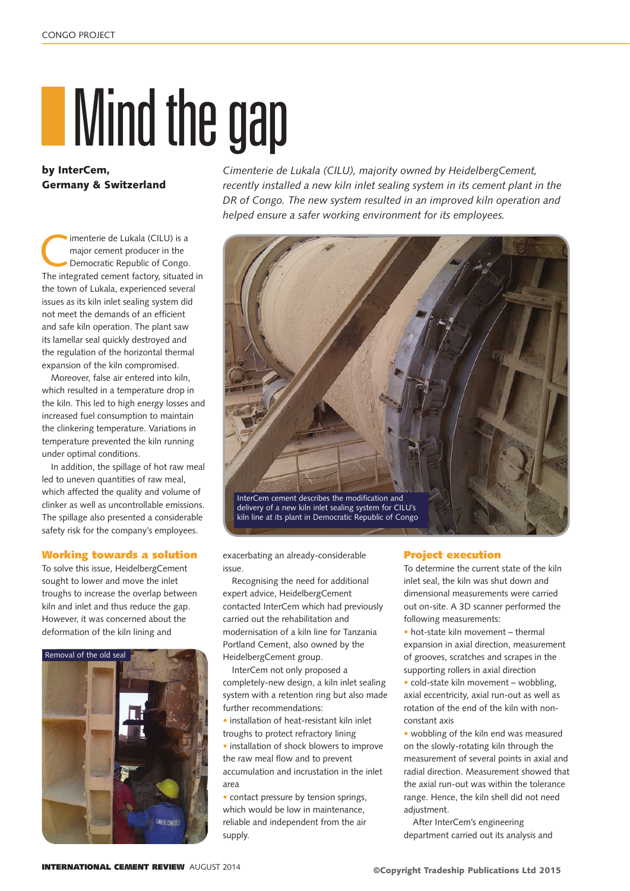# Mind the gap

**by InterCem, Germany & Switzerland**

*Cimenterie de Lukala (CILU), majority owned by HeidelbergCement, recently installed a new kiln inlet sealing system in its cement plant in the DR of Congo. The new system resulted in an improved kiln operation and helped ensure a safer working environment for its employees.*

Cimenterie de Lukala (CILU) is a major cement producer in the Democratic Republic of Congo. The integrated cement factory, situated in the town of Lukala, experienced several issues as its kiln inlet sealing system did not meet the demands of an efficient and safe kiln operation. The plant saw its lamellar seal quickly destroyed and the regulation of the horizontal thermal expansion of the kiln compromised.

Moreover, false air entered into kiln, which resulted in a temperature drop in the kiln. This led to high energy losses and increased fuel consumption to maintain the clinkering temperature. Variations in temperature prevented the kiln running under optimal conditions.

In addition, the spillage of hot raw meal led to uneven quantities of raw meal, which affected the quality and volume of clinker as well as uncontrollable emissions. The spillage also presented a considerable safety risk for the company's employees.

InterCem cement describes the modification and delivery of a new kiln inlet sealing system for CILU's kiln line at its plant in Democratic Republic of Congo

## Working towards a solution

To solve this issue, HeidelbergCement sought to lower and move the inlet troughs to increase the overlap between kiln and inlet and thus reduce the gap. However, it was concerned about the deformation of the kiln lining and exacerbating an already-considerable issue.

Removal of the old seal

Recognising the need for additional expert advice, HeidelbergCement contacted InterCem which had previously carried out the rehabilitation and modernisation of a kiln line for Tanzania Portland Cement, also owned by the HeidelbergCement group.

InterCem not only proposed a completely-new design, a kiln inlet sealing system with a retention ring but also made further recommendations:

- installation of heat-resistant kiln inlet troughs to protect refractory lining
- installation of shock blowers to improve the raw meal flow and to prevent accumulation and incrustation in the inlet area
- contact pressure by tension springs, which would be low in maintenance, reliable and independent from the air supply.

## Project execution

To determine the current state of the kiln inlet seal, the kiln was shut down and dimensional measurements were carried out on-site. A 3D scanner performed the following measurements:

- hot-state kiln movement – thermal expansion in axial direction, measurement of grooves, scratches and scrapes in the supporting rollers in axial direction
- cold-state kiln movement – wobbling, axial eccentricity, axial run-out as well as rotation of the end of the kiln with non-constant axis
- wobbling of the kiln end was measured on the slowly-rotating kiln through the measurement of several points in axial and radial direction. Measurement showed that the axial run-out was within the tolerance range. Hence, the kiln shell did not need adjustment.

After InterCem's engineering department carried out its analysis and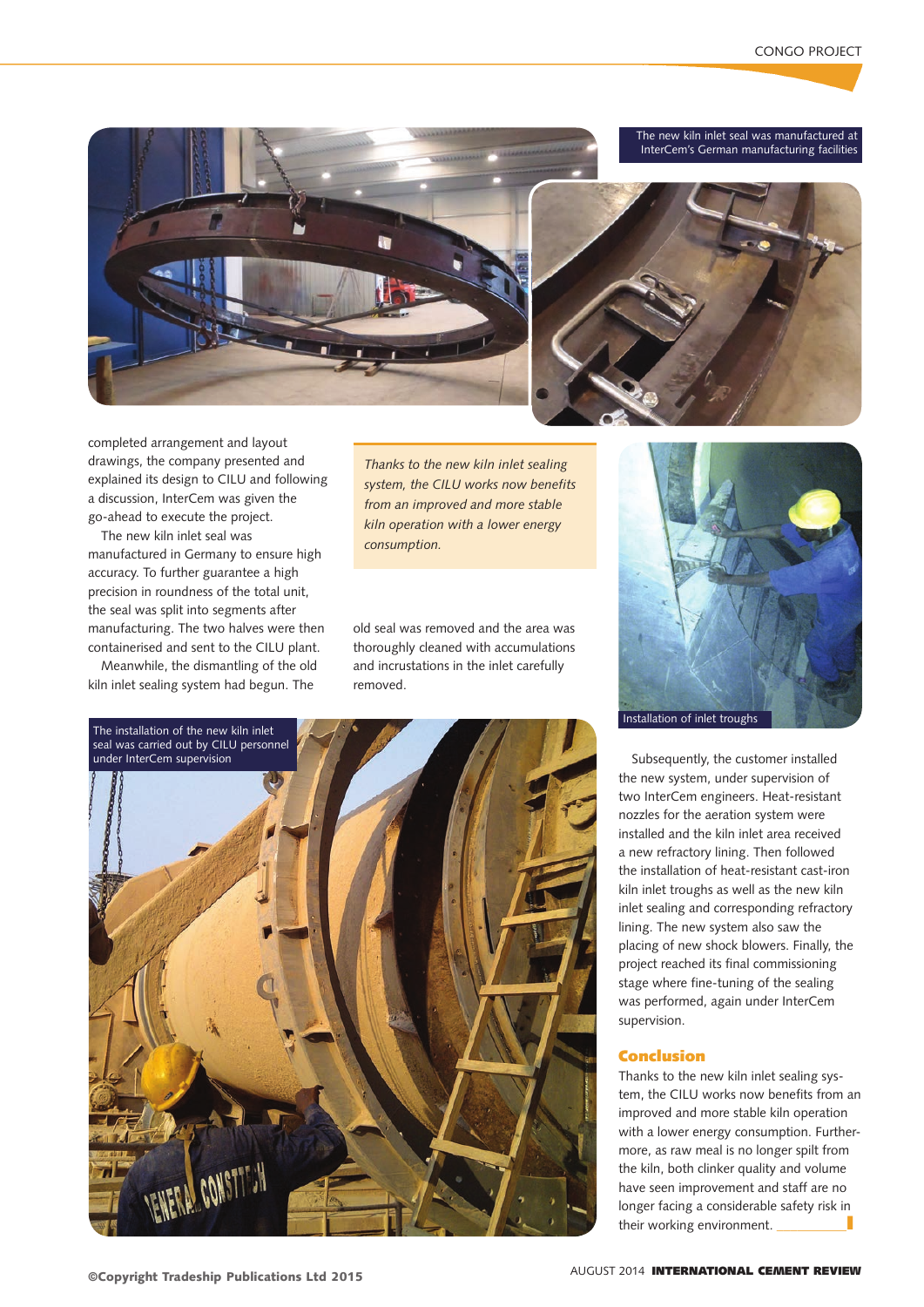The new kiln inlet seal was manufactured at InterCem's German manufacturing facilities

completed arrangement and layout drawings, the company presented and explained its design to CILU and following a discussion, InterCem was given the go-ahead to execute the project.

The new kiln inlet seal was manufactured in Germany to ensure high accuracy. To further guarantee a high precision in roundness of the total unit, the seal was split into segments after manufacturing. The two halves were then containerised and sent to the CILU plant.

Meanwhile, the dismantling of the old kiln inlet sealing system had begun. The old seal was removed and the area was thoroughly cleaned with accumulations and incrustations in the inlet carefully removed.

*Thanks to the new kiln inlet sealing system, the CILU works now benefits from an improved and more stable kiln operation with a lower energy consumption.*

Installation of inlet troughs

The installation of the new kiln inlet seal was carried out by CILU personnel under InterCem supervision

Subsequently, the customer installed the new system, under supervision of two InterCem engineers. Heat-resistant nozzles for the aeration system were installed and the kiln inlet area received a new refractory lining. Then followed the installation of heat-resistant cast-iron kiln inlet troughs as well as the new kiln inlet sealing and corresponding refractory lining. The new system also saw the placing of new shock blowers. Finally, the project reached its final commissioning stage where fine-tuning of the sealing was performed, again under InterCem supervision.

## Conclusion

Thanks to the new kiln inlet sealing system, the CILU works now benefits from an improved and more stable kiln operation with a lower energy consumption. Furthermore, as raw meal is no longer spilt from the kiln, both clinker quality and volume have seen improvement and staff are no longer facing a considerable safety risk in their working environment.